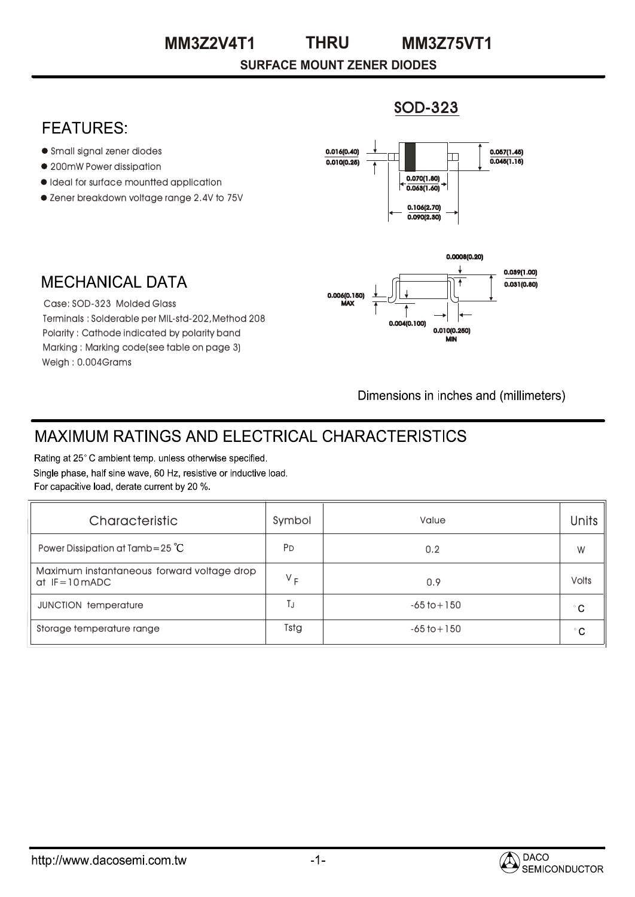# MM3Z2V4T1 THRU MM3Z75VT1

**SURFACE MOUNT ZENER DIODES**

## FEATURES:

- Small signal zener diodes
- 200mW Power dissipation
- Ideal for surface mountted application
- Zener breakdown voltage range 2.4V to 75V

## SOD-323

0.016(0.40)
0.010(0.25)

0.057(1.45)
0.045(1.15)

0.070(1.80)
0.063(1.60)

0.106(2.70)
0.090(2.30)

0.0008(0.20)

0.039(1.00)
0.031(0.80)

0.006(0.150) MAX

0.004(0.100)

0.010(0.250) MIN

Dimensions in inches and (millimeters)

## MECHANICAL DATA

Case: SOD-323 Molded Glass
Terminals : Solderable per MIL-std-202,Method 208
Polarity : Cathode indicated by polarity band
Marking : Marking code(see table on page 3)
Weigh : 0.004Grams

## MAXIMUM RATINGS AND ELECTRICAL CHARACTERISTICS

Rating at 25° C ambient temp. unless otherwise specified.
Single phase, half sine wave, 60 Hz, resistive or inductive load.
For capacitive load, derate current by 20 %.

| Characteristic | Symbol | Value | Units |
|---|---|---|---|
| Power Dissipation at Tamb=25 ℃ | $P_D$ | 0.2 | W |
| Maximum instantaneous forward voltage drop at IF=10 mADC | $V_F$ | 0.9 | Volts |
| JUNCTION temperature | $T_J$ | -65 to+150 | °C |
| Storage temperature range | Tstg | -65 to+150 | °C |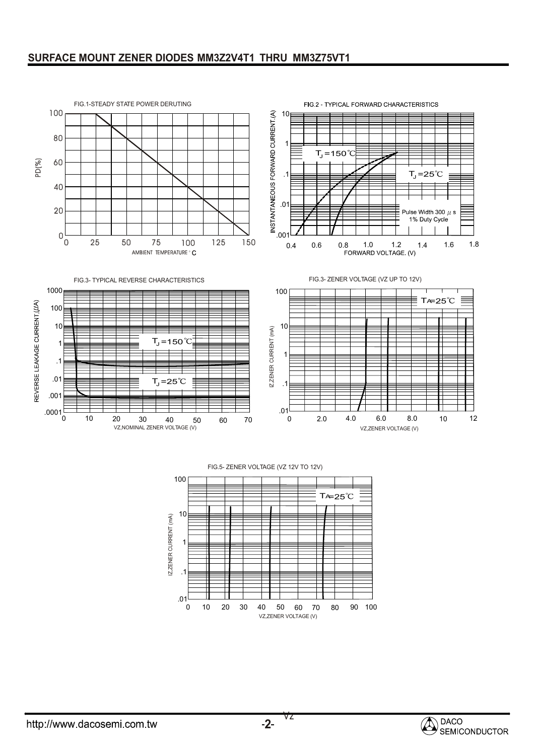## SURFACE MOUNT ZENER DIODES MM3Z2V4T1 THRU MM3Z75VT1

FIG.1-STEADY STATE POWER DERUTING

PD(%)

AMBIENT TEMPERATURE °C

FIG.2 - TYPICAL FORWARD CHARACTERISTICS

INSTANTANEOUS FORWARD CURRENT,(A)

$T_J$=150℃

$T_J$=25℃

Pulse Width 300 $\mu$ s
1% Duty Cycle

FORWARD VOLTAGE. (V)

FIG.3- TYPICAL REVERSE CHARACTERISTICS

REVERSE LEAKAGE CURRENT,($\mu$A)

$T_J$=150℃

$T_J$=25℃

VZ,NOMINAL ZENER VOLTAGE (V)

FIG.3- ZENER VOLTAGE (VZ UP TO 12V)

IZ,ZENER CURRENT (mA)

TA=25℃

VZ,ZENER VOLTAGE (V)

FIG.5- ZENER VOLTAGE (VZ 12V TO 12V)

IZ,ZENER CURRENT (mA)

TA=25℃

VZ,ZENER VOLTAGE (V)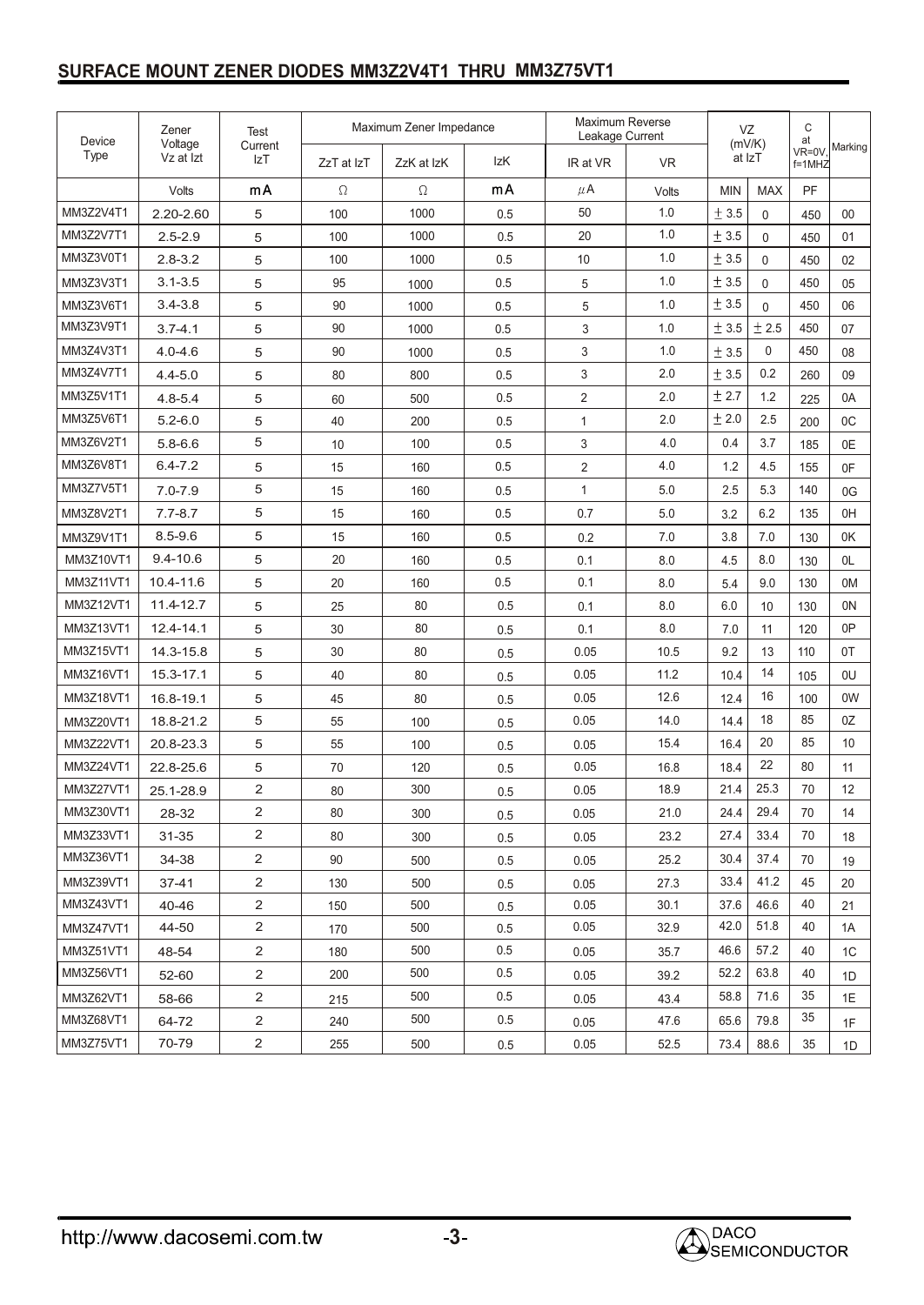## SURFACE MOUNT ZENER DIODES MM3Z2V4T1 THRU MM3Z75VT1

| Device Type | Zener Voltage Vz at Izt | Test Current IzT | Maximum Zener Impedance | | | Maximum Reverse Leakage Current | | VZ (mV/K) at IzT | | C at VR=0V, f=1MHZ | Marking |
|---|---|---|---|---|---|---|---|---|---|---|---|
| | | | ZzT at IzT | ZzK at IzK | IzK | IR at VR | VR | | | | |
| | Volts | mA | Ω | Ω | mA | μA | Volts | MIN | MAX | PF | |
| MM3Z2V4T1 | 2.20-2.60 | 5 | 100 | 1000 | 0.5 | 50 | 1.0 | ±3.5 | 0 | 450 | 00 |
| MM3Z2V7T1 | 2.5-2.9 | 5 | 100 | 1000 | 0.5 | 20 | 1.0 | ±3.5 | 0 | 450 | 01 |
| MM3Z3V0T1 | 2.8-3.2 | 5 | 100 | 1000 | 0.5 | 10 | 1.0 | ±3.5 | 0 | 450 | 02 |
| MM3Z3V3T1 | 3.1-3.5 | 5 | 95 | 1000 | 0.5 | 5 | 1.0 | ±3.5 | 0 | 450 | 05 |
| MM3Z3V6T1 | 3.4-3.8 | 5 | 90 | 1000 | 0.5 | 5 | 1.0 | ±3.5 | 0 | 450 | 06 |
| MM3Z3V9T1 | 3.7-4.1 | 5 | 90 | 1000 | 0.5 | 3 | 1.0 | ±3.5 | ±2.5 | 450 | 07 |
| MM3Z4V3T1 | 4.0-4.6 | 5 | 90 | 1000 | 0.5 | 3 | 1.0 | ±3.5 | 0 | 450 | 08 |
| MM3Z4V7T1 | 4.4-5.0 | 5 | 80 | 800 | 0.5 | 3 | 2.0 | ±3.5 | 0.2 | 260 | 09 |
| MM3Z5V1T1 | 4.8-5.4 | 5 | 60 | 500 | 0.5 | 2 | 2.0 | ±2.7 | 1.2 | 225 | 0A |
| MM3Z5V6T1 | 5.2-6.0 | 5 | 40 | 200 | 0.5 | 1 | 2.0 | ±2.0 | 2.5 | 200 | 0C |
| MM3Z6V2T1 | 5.8-6.6 | 5 | 10 | 100 | 0.5 | 3 | 4.0 | 0.4 | 3.7 | 185 | 0E |
| MM3Z6V8T1 | 6.4-7.2 | 5 | 15 | 160 | 0.5 | 2 | 4.0 | 1.2 | 4.5 | 155 | 0F |
| MM3Z7V5T1 | 7.0-7.9 | 5 | 15 | 160 | 0.5 | 1 | 5.0 | 2.5 | 5.3 | 140 | 0G |
| MM3Z8V2T1 | 7.7-8.7 | 5 | 15 | 160 | 0.5 | 0.7 | 5.0 | 3.2 | 6.2 | 135 | 0H |
| MM3Z9V1T1 | 8.5-9.6 | 5 | 15 | 160 | 0.5 | 0.2 | 7.0 | 3.8 | 7.0 | 130 | 0K |
| MM3Z10VT1 | 9.4-10.6 | 5 | 20 | 160 | 0.5 | 0.1 | 8.0 | 4.5 | 8.0 | 130 | 0L |
| MM3Z11VT1 | 10.4-11.6 | 5 | 20 | 160 | 0.5 | 0.1 | 8.0 | 5.4 | 9.0 | 130 | 0M |
| MM3Z12VT1 | 11.4-12.7 | 5 | 25 | 80 | 0.5 | 0.1 | 8.0 | 6.0 | 10 | 130 | 0N |
| MM3Z13VT1 | 12.4-14.1 | 5 | 30 | 80 | 0.5 | 0.1 | 8.0 | 7.0 | 11 | 120 | 0P |
| MM3Z15VT1 | 14.3-15.8 | 5 | 30 | 80 | 0.5 | 0.05 | 10.5 | 9.2 | 13 | 110 | 0T |
| MM3Z16VT1 | 15.3-17.1 | 5 | 40 | 80 | 0.5 | 0.05 | 11.2 | 10.4 | 14 | 105 | 0U |
| MM3Z18VT1 | 16.8-19.1 | 5 | 45 | 80 | 0.5 | 0.05 | 12.6 | 12.4 | 16 | 100 | 0W |
| MM3Z20VT1 | 18.8-21.2 | 5 | 55 | 100 | 0.5 | 0.05 | 14.0 | 14.4 | 18 | 85 | 0Z |
| MM3Z22VT1 | 20.8-23.3 | 5 | 55 | 100 | 0.5 | 0.05 | 15.4 | 16.4 | 20 | 85 | 10 |
| MM3Z24VT1 | 22.8-25.6 | 5 | 70 | 120 | 0.5 | 0.05 | 16.8 | 18.4 | 22 | 80 | 11 |
| MM3Z27VT1 | 25.1-28.9 | 2 | 80 | 300 | 0.5 | 0.05 | 18.9 | 21.4 | 25.3 | 70 | 12 |
| MM3Z30VT1 | 28-32 | 2 | 80 | 300 | 0.5 | 0.05 | 21.0 | 24.4 | 29.4 | 70 | 14 |
| MM3Z33VT1 | 31-35 | 2 | 80 | 300 | 0.5 | 0.05 | 23.2 | 27.4 | 33.4 | 70 | 18 |
| MM3Z36VT1 | 34-38 | 2 | 90 | 500 | 0.5 | 0.05 | 25.2 | 30.4 | 37.4 | 70 | 19 |
| MM3Z39VT1 | 37-41 | 2 | 130 | 500 | 0.5 | 0.05 | 27.3 | 33.4 | 41.2 | 45 | 20 |
| MM3Z43VT1 | 40-46 | 2 | 150 | 500 | 0.5 | 0.05 | 30.1 | 37.6 | 46.6 | 40 | 21 |
| MM3Z47VT1 | 44-50 | 2 | 170 | 500 | 0.5 | 0.05 | 32.9 | 42.0 | 51.8 | 40 | 1A |
| MM3Z51VT1 | 48-54 | 2 | 180 | 500 | 0.5 | 0.05 | 35.7 | 46.6 | 57.2 | 40 | 1C |
| MM3Z56VT1 | 52-60 | 2 | 200 | 500 | 0.5 | 0.05 | 39.2 | 52.2 | 63.8 | 40 | 1D |
| MM3Z62VT1 | 58-66 | 2 | 215 | 500 | 0.5 | 0.05 | 43.4 | 58.8 | 71.6 | 35 | 1E |
| MM3Z68VT1 | 64-72 | 2 | 240 | 500 | 0.5 | 0.05 | 47.6 | 65.6 | 79.8 | 35 | 1F |
| MM3Z75VT1 | 70-79 | 2 | 255 | 500 | 0.5 | 0.05 | 52.5 | 73.4 | 88.6 | 35 | 1D |

http://www.dacosemi.com.tw

DACO SEMICONDUCTOR